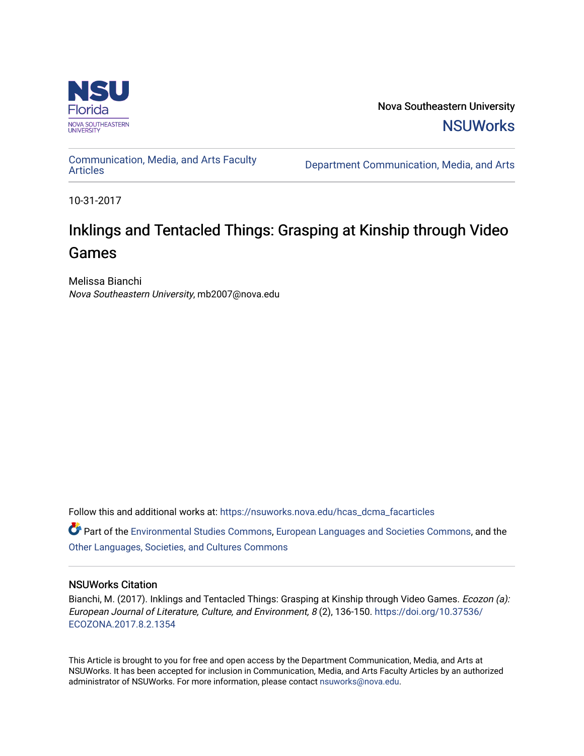Nova Southeastern University

NSUWorks

Communication, Media, and Arts Faculty Articles

Department Communication, Media, and Arts

10-31-2017

# Inklings and Tentacled Things: Grasping at Kinship through Video Games

Melissa Bianchi
*Nova Southeastern University*, mb2007@nova.edu

Follow this and additional works at: https://nsuworks.nova.edu/hcas_dcma_facarticles

Part of the Environmental Studies Commons, European Languages and Societies Commons, and the Other Languages, Societies, and Cultures Commons

## NSUWorks Citation

Bianchi, M. (2017). Inklings and Tentacled Things: Grasping at Kinship through Video Games. *Ecozon (a): European Journal of Literature, Culture, and Environment, 8* (2), 136-150. https://doi.org/10.37536/ECOZONA.2017.8.2.1354

This Article is brought to you for free and open access by the Department Communication, Media, and Arts at NSUWorks. It has been accepted for inclusion in Communication, Media, and Arts Faculty Articles by an authorized administrator of NSUWorks. For more information, please contact nsuworks@nova.edu.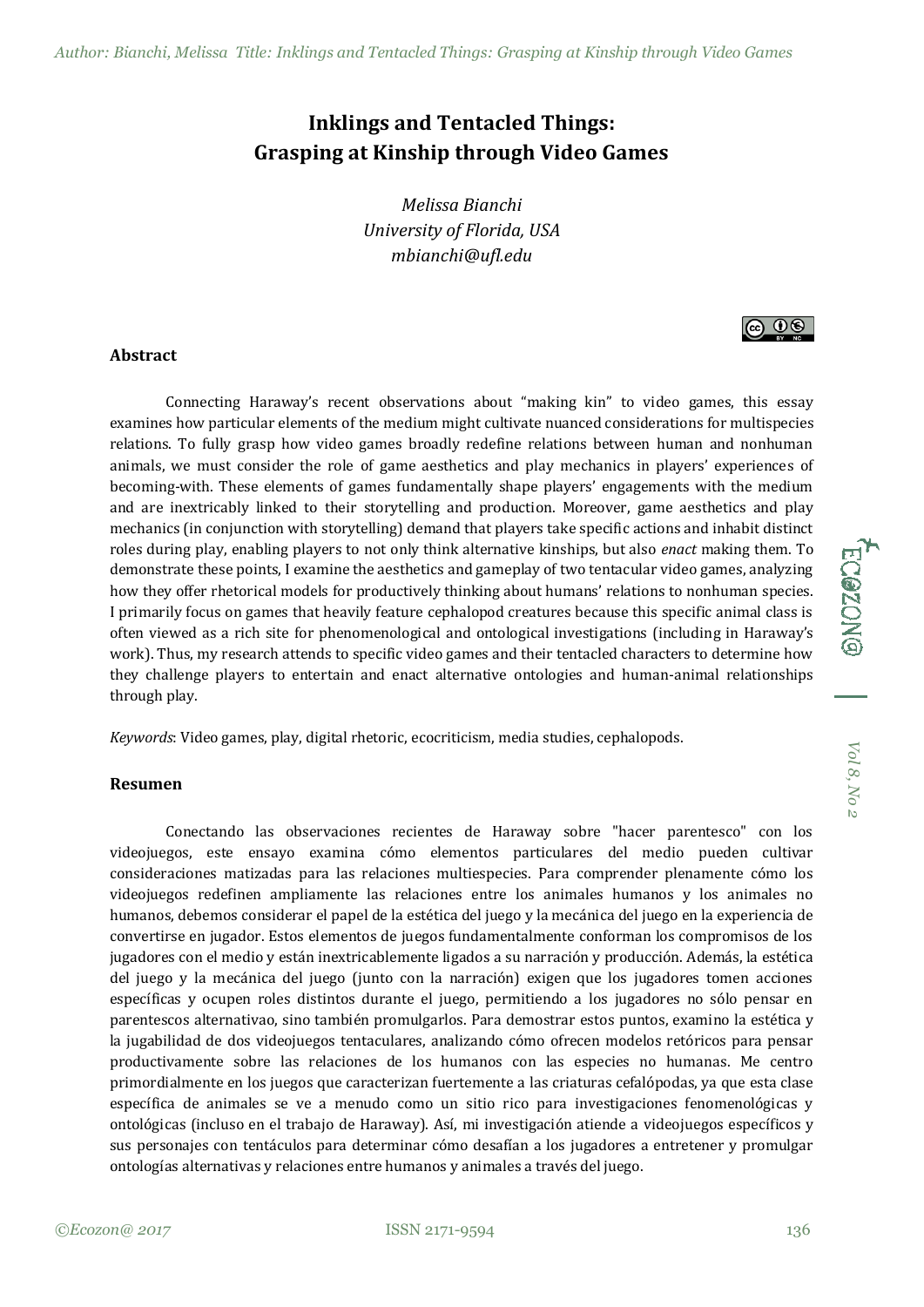# Inklings and Tentacled Things: Grasping at Kinship through Video Games

*Melissa Bianchi*
*University of Florida, USA*
*mbianchi@ufl.edu*

## Abstract

Connecting Haraway's recent observations about "making kin" to video games, this essay examines how particular elements of the medium might cultivate nuanced considerations for multispecies relations. To fully grasp how video games broadly redefine relations between human and nonhuman animals, we must consider the role of game aesthetics and play mechanics in players' experiences of becoming-with. These elements of games fundamentally shape players' engagements with the medium and are inextricably linked to their storytelling and production. Moreover, game aesthetics and play mechanics (in conjunction with storytelling) demand that players take specific actions and inhabit distinct roles during play, enabling players to not only think alternative kinships, but also *enact* making them. To demonstrate these points, I examine the aesthetics and gameplay of two tentacular video games, analyzing how they offer rhetorical models for productively thinking about humans' relations to nonhuman species. I primarily focus on games that heavily feature cephalopod creatures because this specific animal class is often viewed as a rich site for phenomenological and ontological investigations (including in Haraway's work). Thus, my research attends to specific video games and their tentacled characters to determine how they challenge players to entertain and enact alternative ontologies and human-animal relationships through play.

*Keywords*: Video games, play, digital rhetoric, ecocriticism, media studies, cephalopods.

## Resumen

Conectando las observaciones recientes de Haraway sobre "hacer parentesco" con los videojuegos, este ensayo examina cómo elementos particulares del medio pueden cultivar consideraciones matizadas para las relaciones multiespecies. Para comprender plenamente cómo los videojuegos redefinen ampliamente las relaciones entre los animales humanos y los animales no humanos, debemos considerar el papel de la estética del juego y la mecánica del juego en la experiencia de convertirse en jugador. Estos elementos de juegos fundamentalmente conforman los compromisos de los jugadores con el medio y están inextricablemente ligados a su narración y producción. Además, la estética del juego y la mecánica del juego (junto con la narración) exigen que los jugadores tomen acciones específicas y ocupen roles distintos durante el juego, permitiendo a los jugadores no sólo pensar en parentescos alternativao, sino también promulgarlos. Para demostrar estos puntos, examino la estética y la jugabilidad de dos videojuegos tentaculares, analizando cómo ofrecen modelos retóricos para pensar productivamente sobre las relaciones de los humanos con las especies no humanas. Me centro primordialmente en los juegos que caracterizan fuertemente a las criaturas cefalópodas, ya que esta clase específica de animales se ve a menudo como un sitio rico para investigaciones fenomenológicas y ontológicas (incluso en el trabajo de Haraway). Así, mi investigación atiende a videojuegos específicos y sus personajes con tentáculos para determinar cómo desafían a los jugadores a entretener y promulgar ontologías alternativas y relaciones entre humanos y animales a través del juego.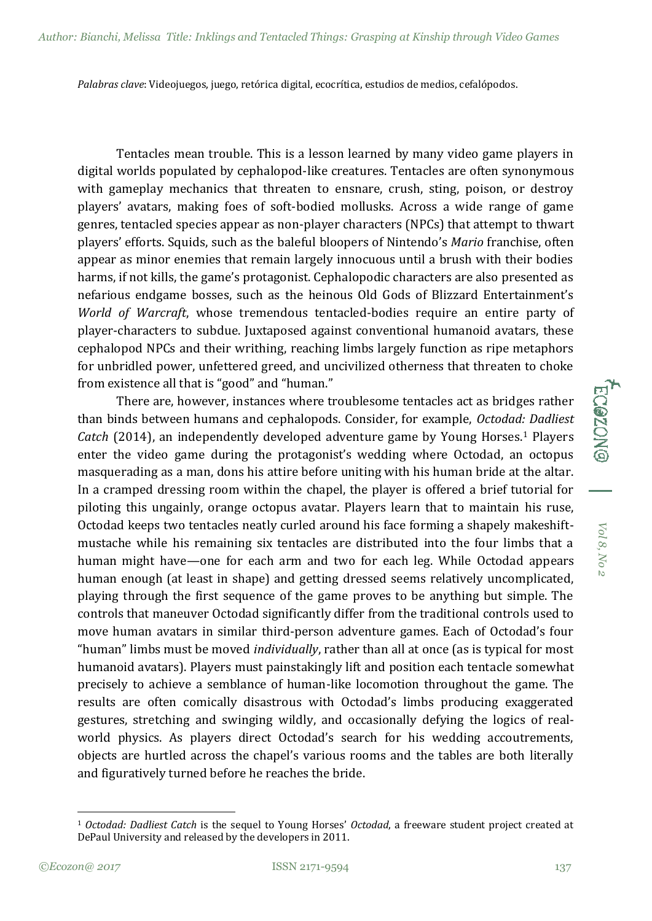*Palabras clave*: Videojuegos, juego, retórica digital, ecocrítica, estudios de medios, cefalópodos.

Tentacles mean trouble. This is a lesson learned by many video game players in digital worlds populated by cephalopod-like creatures. Tentacles are often synonymous with gameplay mechanics that threaten to ensnare, crush, sting, poison, or destroy players' avatars, making foes of soft-bodied mollusks. Across a wide range of game genres, tentacled species appear as non-player characters (NPCs) that attempt to thwart players' efforts. Squids, such as the baleful bloopers of Nintendo's *Mario* franchise, often appear as minor enemies that remain largely innocuous until a brush with their bodies harms, if not kills, the game's protagonist. Cephalopodic characters are also presented as nefarious endgame bosses, such as the heinous Old Gods of Blizzard Entertainment's *World of Warcraft*, whose tremendous tentacled-bodies require an entire party of player-characters to subdue. Juxtaposed against conventional humanoid avatars, these cephalopod NPCs and their writhing, reaching limbs largely function as ripe metaphors for unbridled power, unfettered greed, and uncivilized otherness that threaten to choke from existence all that is "good" and "human."

There are, however, instances where troublesome tentacles act as bridges rather than binds between humans and cephalopods. Consider, for example, *Octodad: Dadliest Catch* (2014), an independently developed adventure game by Young Horses.[1] Players enter the video game during the protagonist's wedding where Octodad, an octopus masquerading as a man, dons his attire before uniting with his human bride at the altar. In a cramped dressing room within the chapel, the player is offered a brief tutorial for piloting this ungainly, orange octopus avatar. Players learn that to maintain his ruse, Octodad keeps two tentacles neatly curled around his face forming a shapely makeshift-mustache while his remaining six tentacles are distributed into the four limbs that a human might have—one for each arm and two for each leg. While Octodad appears human enough (at least in shape) and getting dressed seems relatively uncomplicated, playing through the first sequence of the game proves to be anything but simple. The controls that maneuver Octodad significantly differ from the traditional controls used to move human avatars in similar third-person adventure games. Each of Octodad's four "human" limbs must be moved *individually*, rather than all at once (as is typical for most humanoid avatars). Players must painstakingly lift and position each tentacle somewhat precisely to achieve a semblance of human-like locomotion throughout the game. The results are often comically disastrous with Octodad's limbs producing exaggerated gestures, stretching and swinging wildly, and occasionally defying the logics of real-world physics. As players direct Octodad's search for his wedding accoutrements, objects are hurtled across the chapel's various rooms and the tables are both literally and figuratively turned before he reaches the bride.

---

[1] *Octodad: Dadliest Catch* is the sequel to Young Horses' *Octodad*, a freeware student project created at DePaul University and released by the developers in 2011.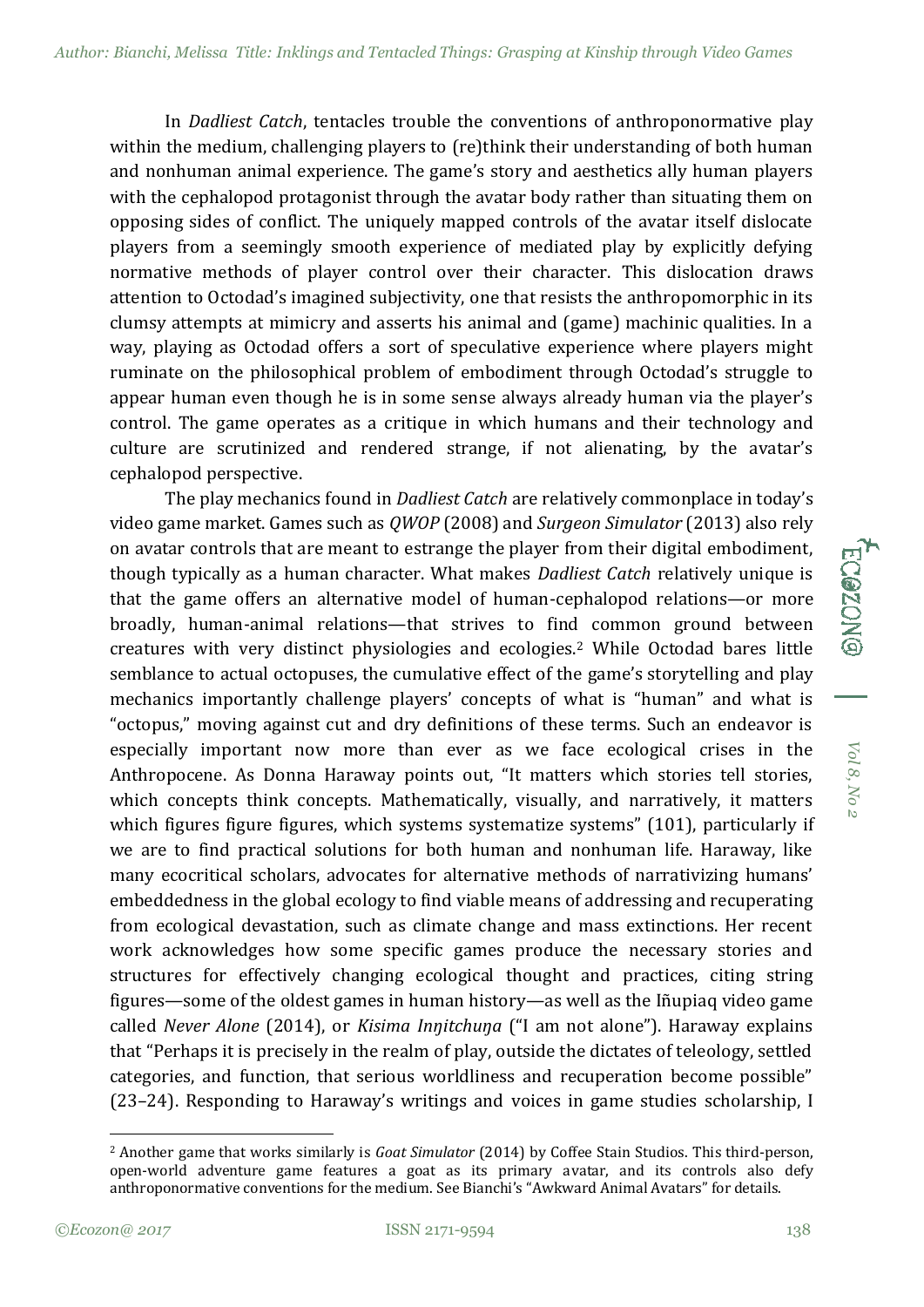In *Dadliest Catch*, tentacles trouble the conventions of anthroponormative play within the medium, challenging players to (re)think their understanding of both human and nonhuman animal experience. The game's story and aesthetics ally human players with the cephalopod protagonist through the avatar body rather than situating them on opposing sides of conflict. The uniquely mapped controls of the avatar itself dislocate players from a seemingly smooth experience of mediated play by explicitly defying normative methods of player control over their character. This dislocation draws attention to Octodad's imagined subjectivity, one that resists the anthropomorphic in its clumsy attempts at mimicry and asserts his animal and (game) machinic qualities. In a way, playing as Octodad offers a sort of speculative experience where players might ruminate on the philosophical problem of embodiment through Octodad's struggle to appear human even though he is in some sense always already human via the player's control. The game operates as a critique in which humans and their technology and culture are scrutinized and rendered strange, if not alienating, by the avatar's cephalopod perspective.

The play mechanics found in *Dadliest Catch* are relatively commonplace in today's video game market. Games such as *QWOP* (2008) and *Surgeon Simulator* (2013) also rely on avatar controls that are meant to estrange the player from their digital embodiment, though typically as a human character. What makes *Dadliest Catch* relatively unique is that the game offers an alternative model of human-cephalopod relations—or more broadly, human-animal relations—that strives to find common ground between creatures with very distinct physiologies and ecologies.[2] While Octodad bares little semblance to actual octopuses, the cumulative effect of the game's storytelling and play mechanics importantly challenge players' concepts of what is "human" and what is "octopus," moving against cut and dry definitions of these terms. Such an endeavor is especially important now more than ever as we face ecological crises in the Anthropocene. As Donna Haraway points out, "It matters which stories tell stories, which concepts think concepts. Mathematically, visually, and narratively, it matters which figures figure figures, which systems systematize systems" (101), particularly if we are to find practical solutions for both human and nonhuman life. Haraway, like many ecocritical scholars, advocates for alternative methods of narrativizing humans' embeddedness in the global ecology to find viable means of addressing and recuperating from ecological devastation, such as climate change and mass extinctions. Her recent work acknowledges how some specific games produce the necessary stories and structures for effectively changing ecological thought and practices, citing string figures—some of the oldest games in human history—as well as the Iñupiaq video game called *Never Alone* (2014), or *Kisima Inŋitchuŋa* ("I am not alone"). Haraway explains that "Perhaps it is precisely in the realm of play, outside the dictates of teleology, settled categories, and function, that serious worldliness and recuperation become possible" (23–24). Responding to Haraway's writings and voices in game studies scholarship, I

---

[2] Another game that works similarly is *Goat Simulator* (2014) by Coffee Stain Studios. This third-person, open-world adventure game features a goat as its primary avatar, and its controls also defy anthroponormative conventions for the medium. See Bianchi's "Awkward Animal Avatars" for details.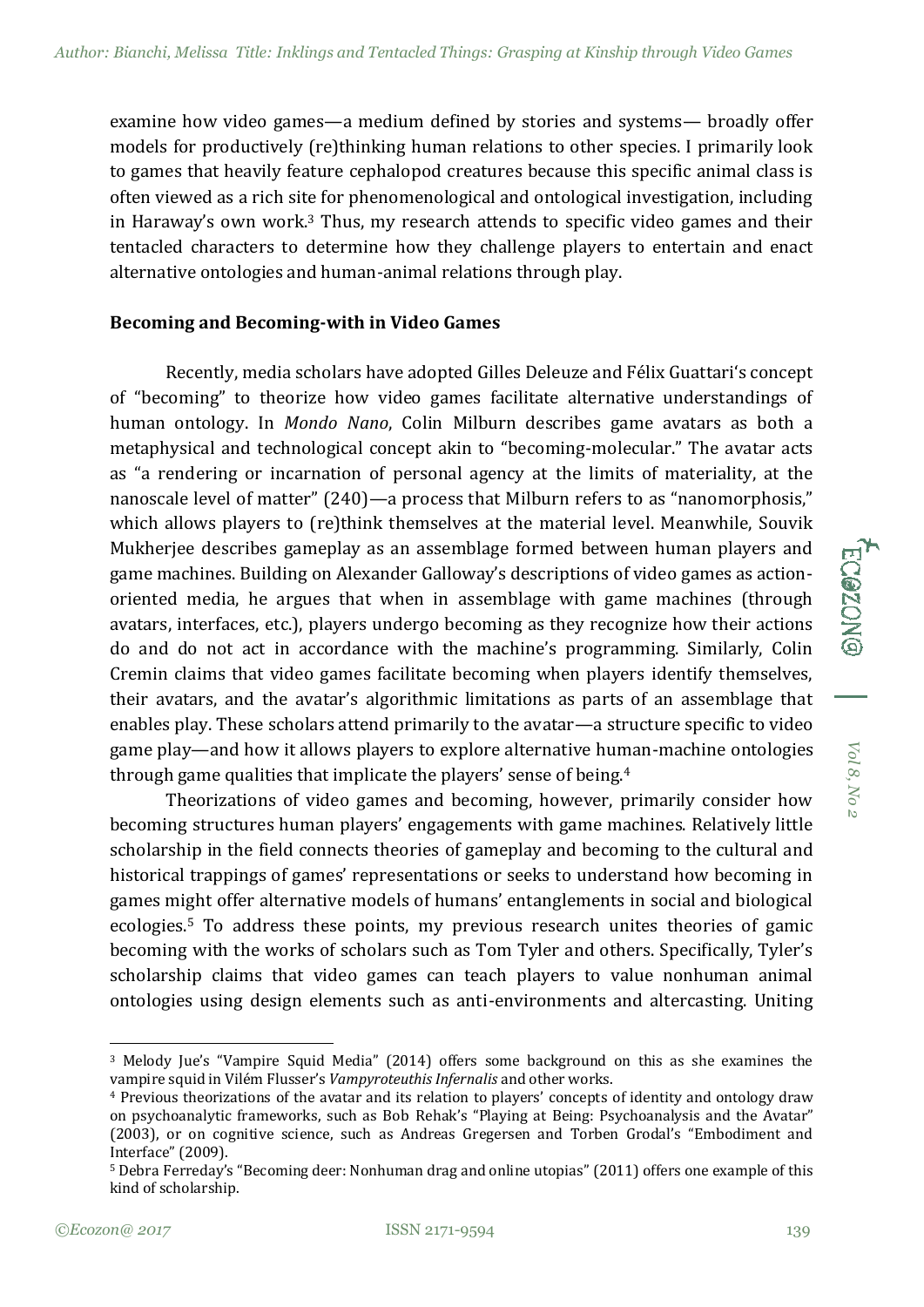examine how video games—a medium defined by stories and systems— broadly offer models for productively (re)thinking human relations to other species. I primarily look to games that heavily feature cephalopod creatures because this specific animal class is often viewed as a rich site for phenomenological and ontological investigation, including in Haraway's own work.[3] Thus, my research attends to specific video games and their tentacled characters to determine how they challenge players to entertain and enact alternative ontologies and human-animal relations through play.

**Becoming and Becoming-with in Video Games**

Recently, media scholars have adopted Gilles Deleuze and Félix Guattari's concept of "becoming" to theorize how video games facilitate alternative understandings of human ontology. In *Mondo Nano*, Colin Milburn describes game avatars as both a metaphysical and technological concept akin to "becoming-molecular." The avatar acts as "a rendering or incarnation of personal agency at the limits of materiality, at the nanoscale level of matter" (240)—a process that Milburn refers to as "nanomorphosis," which allows players to (re)think themselves at the material level. Meanwhile, Souvik Mukherjee describes gameplay as an assemblage formed between human players and game machines. Building on Alexander Galloway's descriptions of video games as action-oriented media, he argues that when in assemblage with game machines (through avatars, interfaces, etc.), players undergo becoming as they recognize how their actions do and do not act in accordance with the machine's programming. Similarly, Colin Cremin claims that video games facilitate becoming when players identify themselves, their avatars, and the avatar's algorithmic limitations as parts of an assemblage that enables play. These scholars attend primarily to the avatar—a structure specific to video game play—and how it allows players to explore alternative human-machine ontologies through game qualities that implicate the players' sense of being.[4]

Theorizations of video games and becoming, however, primarily consider how becoming structures human players' engagements with game machines. Relatively little scholarship in the field connects theories of gameplay and becoming to the cultural and historical trappings of games' representations or seeks to understand how becoming in games might offer alternative models of humans' entanglements in social and biological ecologies.[5] To address these points, my previous research unites theories of gamic becoming with the works of scholars such as Tom Tyler and others. Specifically, Tyler's scholarship claims that video games can teach players to value nonhuman animal ontologies using design elements such as anti-environments and altercasting. Uniting

---

[3] Melody Jue's "Vampire Squid Media" (2014) offers some background on this as she examines the vampire squid in Vilém Flusser's *Vampyroteuthis Infernalis* and other works.

[4] Previous theorizations of the avatar and its relation to players' concepts of identity and ontology draw on psychoanalytic frameworks, such as Bob Rehak's "Playing at Being: Psychoanalysis and the Avatar" (2003), or on cognitive science, such as Andreas Gregersen and Torben Grodal's "Embodiment and Interface" (2009).

[5] Debra Ferreday's "Becoming deer: Nonhuman drag and online utopias" (2011) offers one example of this kind of scholarship.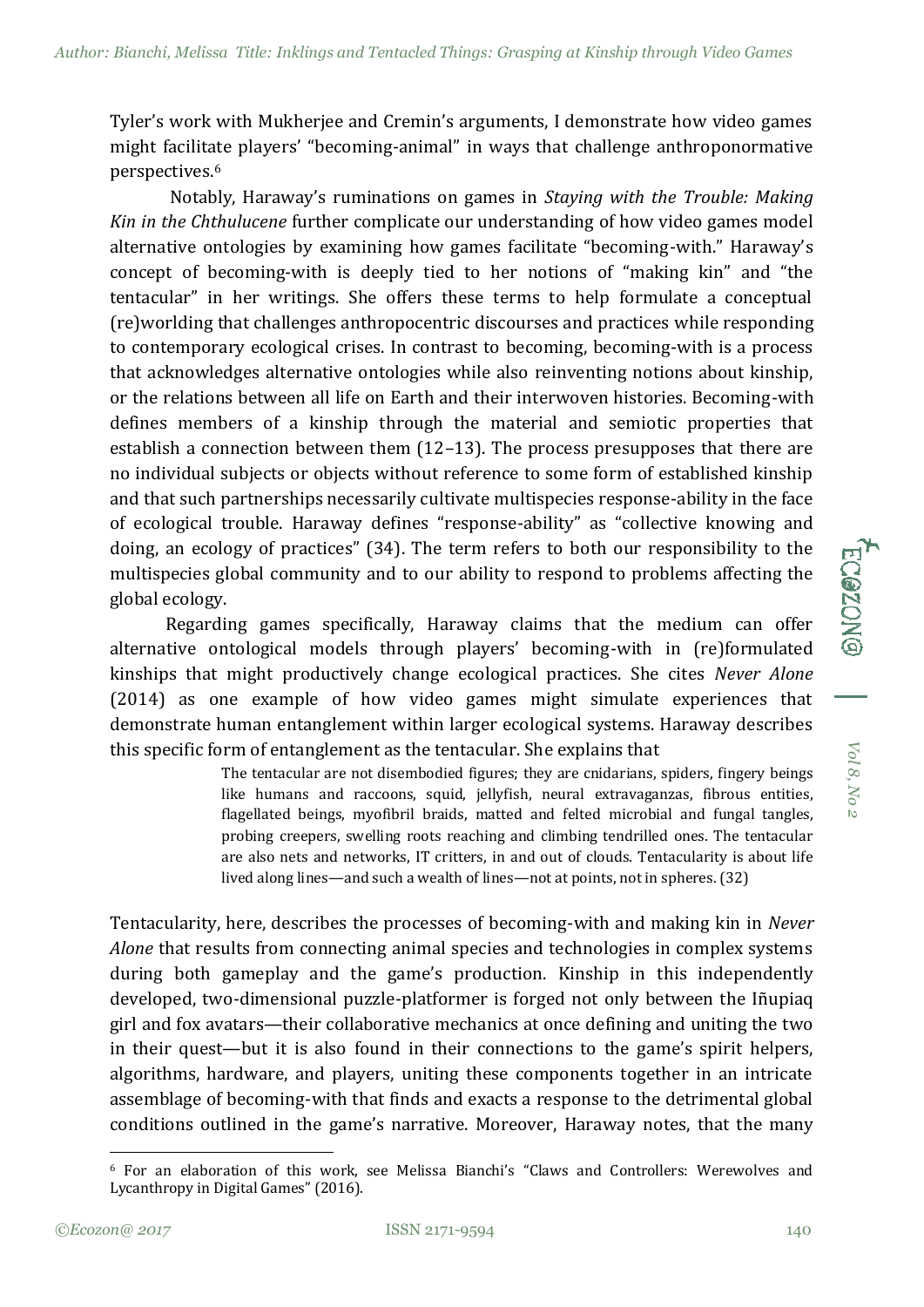Tyler's work with Mukherjee and Cremin's arguments, I demonstrate how video games might facilitate players' "becoming-animal" in ways that challenge anthroponormative perspectives.[6]

Notably, Haraway's ruminations on games in *Staying with the Trouble: Making Kin in the Chthulucene* further complicate our understanding of how video games model alternative ontologies by examining how games facilitate "becoming-with." Haraway's concept of becoming-with is deeply tied to her notions of "making kin" and "the tentacular" in her writings. She offers these terms to help formulate a conceptual (re)worlding that challenges anthropocentric discourses and practices while responding to contemporary ecological crises. In contrast to becoming, becoming-with is a process that acknowledges alternative ontologies while also reinventing notions about kinship, or the relations between all life on Earth and their interwoven histories. Becoming-with defines members of a kinship through the material and semiotic properties that establish a connection between them (12–13). The process presupposes that there are no individual subjects or objects without reference to some form of established kinship and that such partnerships necessarily cultivate multispecies response-ability in the face of ecological trouble. Haraway defines "response-ability" as "collective knowing and doing, an ecology of practices" (34). The term refers to both our responsibility to the multispecies global community and to our ability to respond to problems affecting the global ecology.

Regarding games specifically, Haraway claims that the medium can offer alternative ontological models through players' becoming-with in (re)formulated kinships that might productively change ecological practices. She cites *Never Alone* (2014) as one example of how video games might simulate experiences that demonstrate human entanglement within larger ecological systems. Haraway describes this specific form of entanglement as the tentacular. She explains that

> The tentacular are not disembodied figures; they are cnidarians, spiders, fingery beings like humans and raccoons, squid, jellyfish, neural extravaganzas, fibrous entities, flagellated beings, myofibril braids, matted and felted microbial and fungal tangles, probing creepers, swelling roots reaching and climbing tendrilled ones. The tentacular are also nets and networks, IT critters, in and out of clouds. Tentacularity is about life lived along lines—and such a wealth of lines—not at points, not in spheres. (32)

Tentacularity, here, describes the processes of becoming-with and making kin in *Never Alone* that results from connecting animal species and technologies in complex systems during both gameplay and the game's production. Kinship in this independently developed, two-dimensional puzzle-platformer is forged not only between the Iñupiaq girl and fox avatars—their collaborative mechanics at once defining and uniting the two in their quest—but it is also found in their connections to the game's spirit helpers, algorithms, hardware, and players, uniting these components together in an intricate assemblage of becoming-with that finds and exacts a response to the detrimental global conditions outlined in the game's narrative. Moreover, Haraway notes, that the many

---

[6] For an elaboration of this work, see Melissa Bianchi's "Claws and Controllers: Werewolves and Lycanthropy in Digital Games" (2016).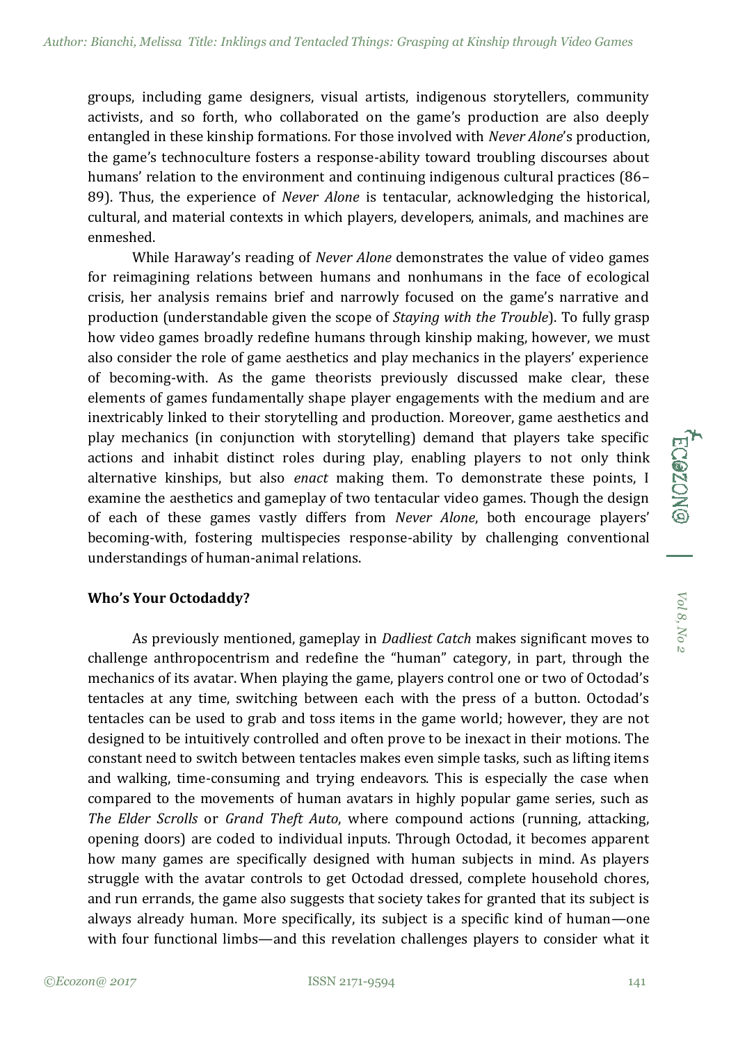groups, including game designers, visual artists, indigenous storytellers, community activists, and so forth, who collaborated on the game's production are also deeply entangled in these kinship formations. For those involved with *Never Alone*'s production, the game's technoculture fosters a response-ability toward troubling discourses about humans' relation to the environment and continuing indigenous cultural practices (86–89). Thus, the experience of *Never Alone* is tentacular, acknowledging the historical, cultural, and material contexts in which players, developers, animals, and machines are enmeshed.

While Haraway's reading of *Never Alone* demonstrates the value of video games for reimagining relations between humans and nonhumans in the face of ecological crisis, her analysis remains brief and narrowly focused on the game's narrative and production (understandable given the scope of *Staying with the Trouble*). To fully grasp how video games broadly redefine humans through kinship making, however, we must also consider the role of game aesthetics and play mechanics in the players' experience of becoming-with. As the game theorists previously discussed make clear, these elements of games fundamentally shape player engagements with the medium and are inextricably linked to their storytelling and production. Moreover, game aesthetics and play mechanics (in conjunction with storytelling) demand that players take specific actions and inhabit distinct roles during play, enabling players to not only think alternative kinships, but also *enact* making them. To demonstrate these points, I examine the aesthetics and gameplay of two tentacular video games. Though the design of each of these games vastly differs from *Never Alone*, both encourage players' becoming-with, fostering multispecies response-ability by challenging conventional understandings of human-animal relations.

**Who's Your Octodaddy?**

As previously mentioned, gameplay in *Dadliest Catch* makes significant moves to challenge anthropocentrism and redefine the "human" category, in part, through the mechanics of its avatar. When playing the game, players control one or two of Octodad's tentacles at any time, switching between each with the press of a button. Octodad's tentacles can be used to grab and toss items in the game world; however, they are not designed to be intuitively controlled and often prove to be inexact in their motions. The constant need to switch between tentacles makes even simple tasks, such as lifting items and walking, time-consuming and trying endeavors. This is especially the case when compared to the movements of human avatars in highly popular game series, such as *The Elder Scrolls* or *Grand Theft Auto*, where compound actions (running, attacking, opening doors) are coded to individual inputs. Through Octodad, it becomes apparent how many games are specifically designed with human subjects in mind. As players struggle with the avatar controls to get Octodad dressed, complete household chores, and run errands, the game also suggests that society takes for granted that its subject is always already human. More specifically, its subject is a specific kind of human—one with four functional limbs—and this revelation challenges players to consider what it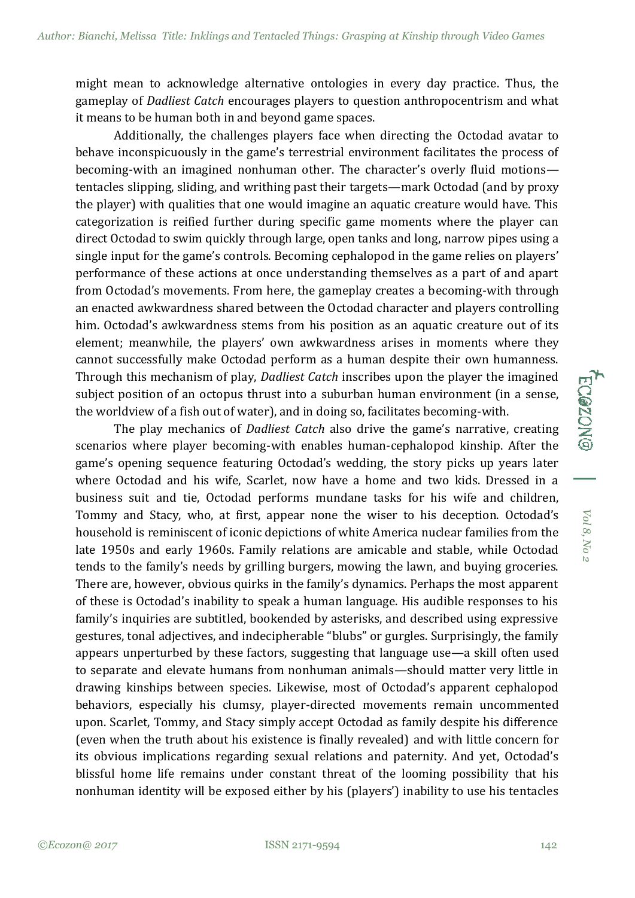might mean to acknowledge alternative ontologies in every day practice. Thus, the gameplay of *Dadliest Catch* encourages players to question anthropocentrism and what it means to be human both in and beyond game spaces.

Additionally, the challenges players face when directing the Octodad avatar to behave inconspicuously in the game's terrestrial environment facilitates the process of becoming-with an imagined nonhuman other. The character's overly fluid motions—tentacles slipping, sliding, and writhing past their targets—mark Octodad (and by proxy the player) with qualities that one would imagine an aquatic creature would have. This categorization is reified further during specific game moments where the player can direct Octodad to swim quickly through large, open tanks and long, narrow pipes using a single input for the game's controls. Becoming cephalopod in the game relies on players' performance of these actions at once understanding themselves as a part of and apart from Octodad's movements. From here, the gameplay creates a becoming-with through an enacted awkwardness shared between the Octodad character and players controlling him. Octodad's awkwardness stems from his position as an aquatic creature out of its element; meanwhile, the players' own awkwardness arises in moments where they cannot successfully make Octodad perform as a human despite their own humanness. Through this mechanism of play, *Dadliest Catch* inscribes upon the player the imagined subject position of an octopus thrust into a suburban human environment (in a sense, the worldview of a fish out of water), and in doing so, facilitates becoming-with.

The play mechanics of *Dadliest Catch* also drive the game's narrative, creating scenarios where player becoming-with enables human-cephalopod kinship. After the game's opening sequence featuring Octodad's wedding, the story picks up years later where Octodad and his wife, Scarlet, now have a home and two kids. Dressed in a business suit and tie, Octodad performs mundane tasks for his wife and children, Tommy and Stacy, who, at first, appear none the wiser to his deception. Octodad's household is reminiscent of iconic depictions of white America nuclear families from the late 1950s and early 1960s. Family relations are amicable and stable, while Octodad tends to the family's needs by grilling burgers, mowing the lawn, and buying groceries. There are, however, obvious quirks in the family's dynamics. Perhaps the most apparent of these is Octodad's inability to speak a human language. His audible responses to his family's inquiries are subtitled, bookended by asterisks, and described using expressive gestures, tonal adjectives, and indecipherable "blubs" or gurgles. Surprisingly, the family appears unperturbed by these factors, suggesting that language use—a skill often used to separate and elevate humans from nonhuman animals—should matter very little in drawing kinships between species. Likewise, most of Octodad's apparent cephalopod behaviors, especially his clumsy, player-directed movements remain uncommented upon. Scarlet, Tommy, and Stacy simply accept Octodad as family despite his difference (even when the truth about his existence is finally revealed) and with little concern for its obvious implications regarding sexual relations and paternity. And yet, Octodad's blissful home life remains under constant threat of the looming possibility that his nonhuman identity will be exposed either by his (players') inability to use his tentacles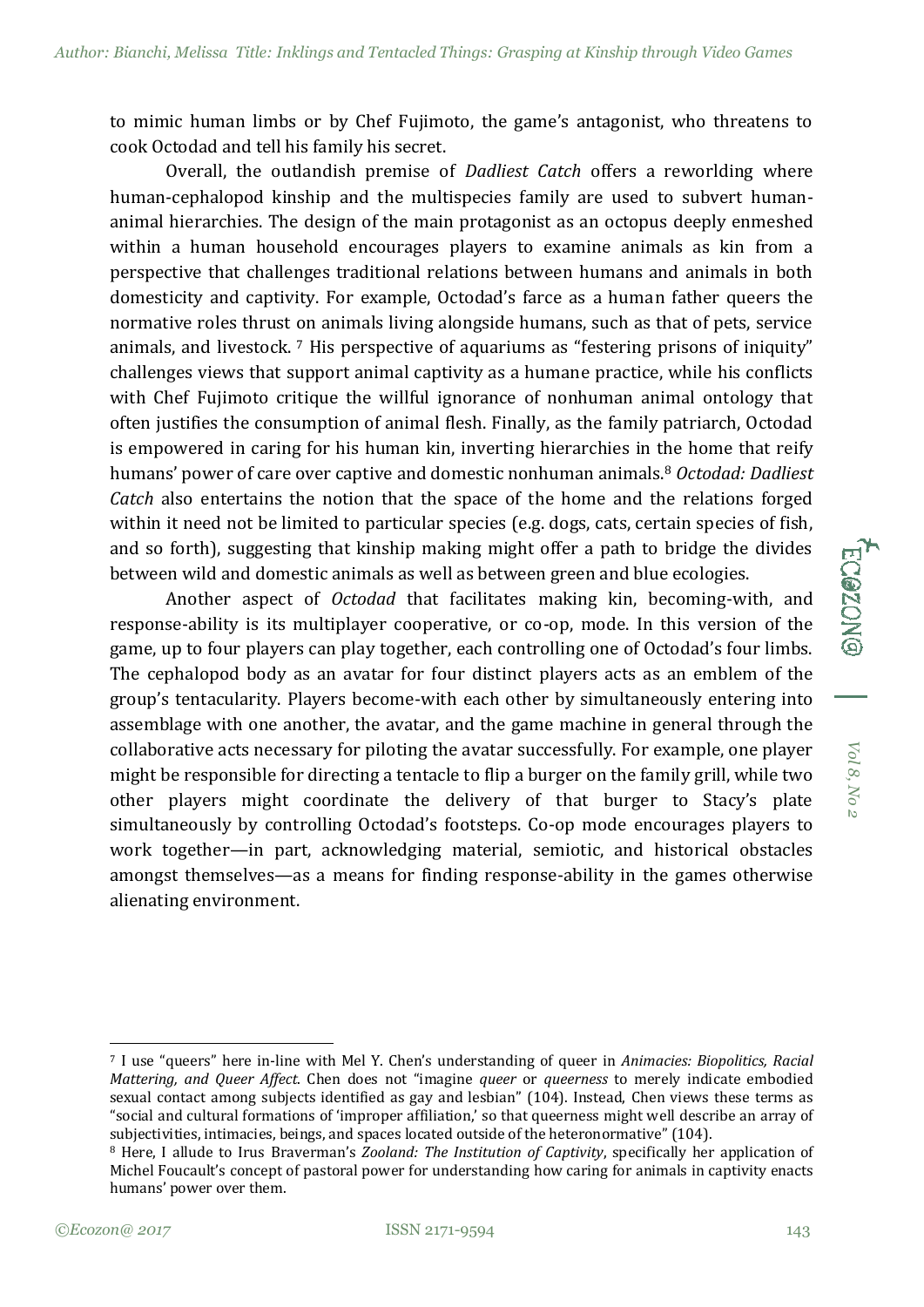to mimic human limbs or by Chef Fujimoto, the game's antagonist, who threatens to cook Octodad and tell his family his secret.

Overall, the outlandish premise of *Dadliest Catch* offers a reworlding where human-cephalopod kinship and the multispecies family are used to subvert human-animal hierarchies. The design of the main protagonist as an octopus deeply enmeshed within a human household encourages players to examine animals as kin from a perspective that challenges traditional relations between humans and animals in both domesticity and captivity. For example, Octodad's farce as a human father queers the normative roles thrust on animals living alongside humans, such as that of pets, service animals, and livestock. [7] His perspective of aquariums as "festering prisons of iniquity" challenges views that support animal captivity as a humane practice, while his conflicts with Chef Fujimoto critique the willful ignorance of nonhuman animal ontology that often justifies the consumption of animal flesh. Finally, as the family patriarch, Octodad is empowered in caring for his human kin, inverting hierarchies in the home that reify humans' power of care over captive and domestic nonhuman animals.[8] *Octodad: Dadliest Catch* also entertains the notion that the space of the home and the relations forged within it need not be limited to particular species (e.g. dogs, cats, certain species of fish, and so forth), suggesting that kinship making might offer a path to bridge the divides between wild and domestic animals as well as between green and blue ecologies.

Another aspect of *Octodad* that facilitates making kin, becoming-with, and response-ability is its multiplayer cooperative, or co-op, mode. In this version of the game, up to four players can play together, each controlling one of Octodad's four limbs. The cephalopod body as an avatar for four distinct players acts as an emblem of the group's tentacularity. Players become-with each other by simultaneously entering into assemblage with one another, the avatar, and the game machine in general through the collaborative acts necessary for piloting the avatar successfully. For example, one player might be responsible for directing a tentacle to flip a burger on the family grill, while two other players might coordinate the delivery of that burger to Stacy's plate simultaneously by controlling Octodad's footsteps. Co-op mode encourages players to work together—in part, acknowledging material, semiotic, and historical obstacles amongst themselves—as a means for finding response-ability in the games otherwise alienating environment.

---

[7] I use "queers" here in-line with Mel Y. Chen's understanding of queer in *Animacies: Biopolitics, Racial Mattering, and Queer Affect*. Chen does not "imagine *queer* or *queerness* to merely indicate embodied sexual contact among subjects identified as gay and lesbian" (104). Instead, Chen views these terms as "social and cultural formations of 'improper affiliation,' so that queerness might well describe an array of subjectivities, intimacies, beings, and spaces located outside of the heteronormative" (104).

[8] Here, I allude to Irus Braverman's *Zooland: The Institution of Captivity*, specifically her application of Michel Foucault's concept of pastoral power for understanding how caring for animals in captivity enacts humans' power over them.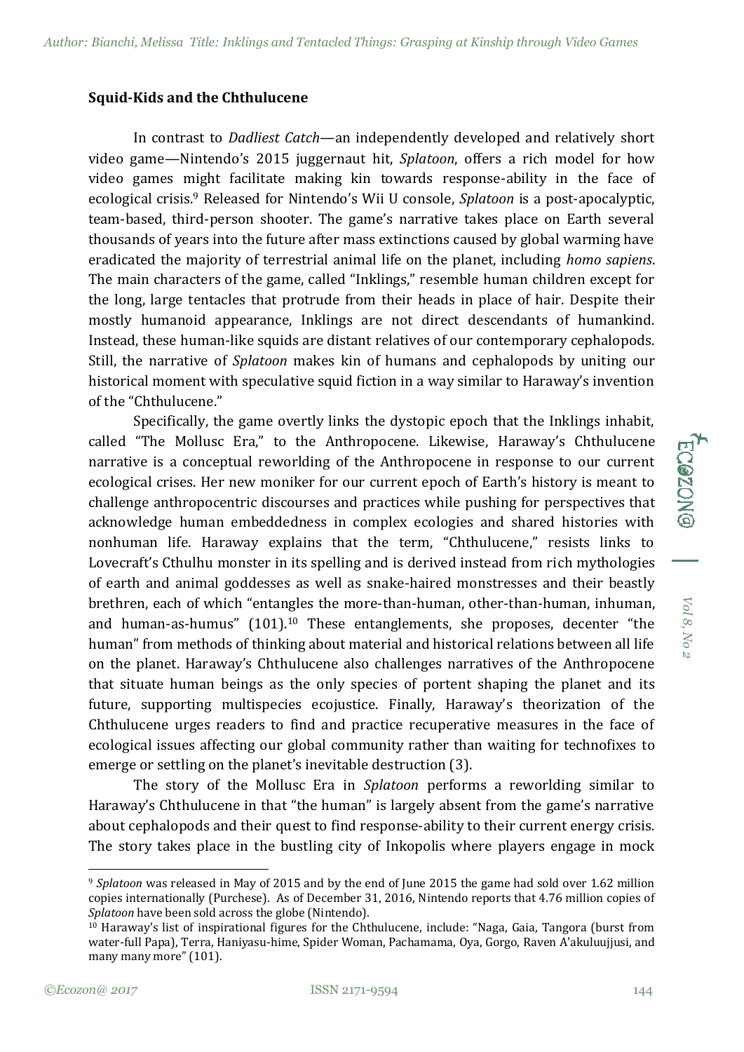**Squid-Kids and the Chthulucene**

In contrast to *Dadliest Catch*—an independently developed and relatively short video game—Nintendo's 2015 juggernaut hit, *Splatoon*, offers a rich model for how video games might facilitate making kin towards response-ability in the face of ecological crisis.[9] Released for Nintendo's Wii U console, *Splatoon* is a post-apocalyptic, team-based, third-person shooter. The game's narrative takes place on Earth several thousands of years into the future after mass extinctions caused by global warming have eradicated the majority of terrestrial animal life on the planet, including *homo sapiens*. The main characters of the game, called "Inklings," resemble human children except for the long, large tentacles that protrude from their heads in place of hair. Despite their mostly humanoid appearance, Inklings are not direct descendants of humankind. Instead, these human-like squids are distant relatives of our contemporary cephalopods. Still, the narrative of *Splatoon* makes kin of humans and cephalopods by uniting our historical moment with speculative squid fiction in a way similar to Haraway's invention of the "Chthulucene."

Specifically, the game overtly links the dystopic epoch that the Inklings inhabit, called "The Mollusc Era," to the Anthropocene. Likewise, Haraway's Chthulucene narrative is a conceptual reworlding of the Anthropocene in response to our current ecological crises. Her new moniker for our current epoch of Earth's history is meant to challenge anthropocentric discourses and practices while pushing for perspectives that acknowledge human embeddedness in complex ecologies and shared histories with nonhuman life. Haraway explains that the term, "Chthulucene," resists links to Lovecraft's Cthulhu monster in its spelling and is derived instead from rich mythologies of earth and animal goddesses as well as snake-haired monstresses and their beastly brethren, each of which "entangles the more-than-human, other-than-human, inhuman, and human-as-humus" (101).[10] These entanglements, she proposes, decenter "the human" from methods of thinking about material and historical relations between all life on the planet. Haraway's Chthulucene also challenges narratives of the Anthropocene that situate human beings as the only species of portent shaping the planet and its future, supporting multispecies ecojustice. Finally, Haraway's theorization of the Chthulucene urges readers to find and practice recuperative measures in the face of ecological issues affecting our global community rather than waiting for technofixes to emerge or settling on the planet's inevitable destruction (3).

The story of the Mollusc Era in *Splatoon* performs a reworlding similar to Haraway's Chthulucene in that "the human" is largely absent from the game's narrative about cephalopods and their quest to find response-ability to their current energy crisis. The story takes place in the bustling city of Inkopolis where players engage in mock

---

[9] *Splatoon* was released in May of 2015 and by the end of June 2015 the game had sold over 1.62 million copies internationally (Purchese). As of December 31, 2016, Nintendo reports that 4.76 million copies of *Splatoon* have been sold across the globe (Nintendo).

[10] Haraway's list of inspirational figures for the Chthulucene, include: "Naga, Gaia, Tangora (burst from water-full Papa), Terra, Haniyasu-hime, Spider Woman, Pachamama, Oya, Gorgo, Raven A'akuluujjusi, and many many more" (101).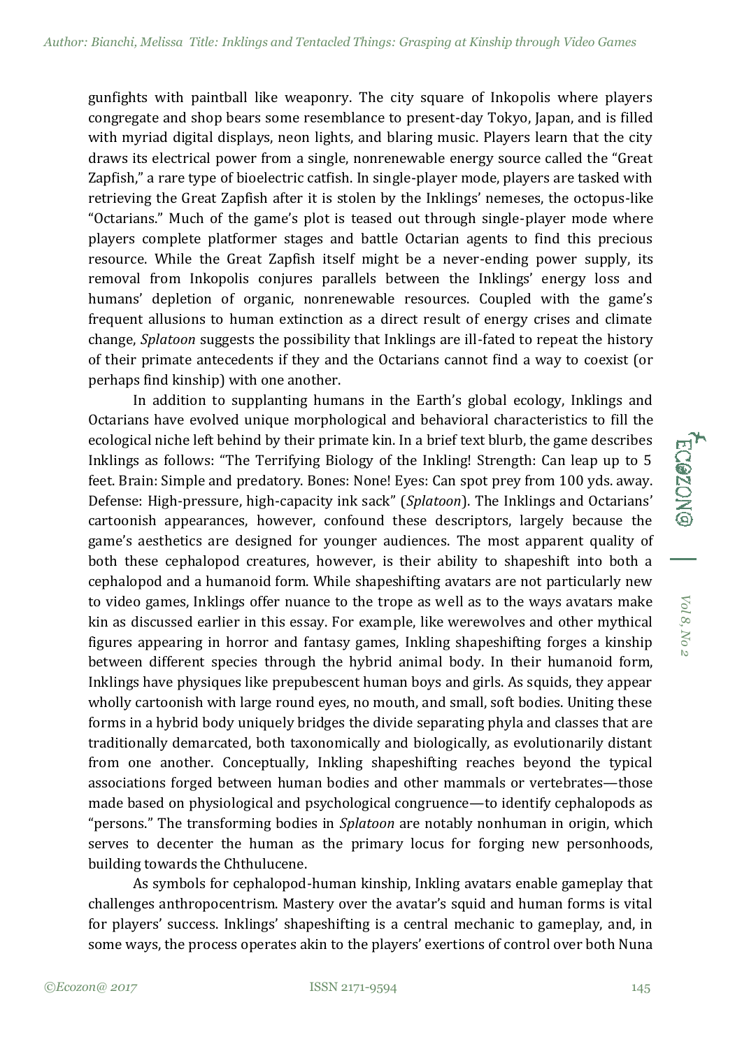gunfights with paintball like weaponry. The city square of Inkopolis where players congregate and shop bears some resemblance to present-day Tokyo, Japan, and is filled with myriad digital displays, neon lights, and blaring music. Players learn that the city draws its electrical power from a single, nonrenewable energy source called the "Great Zapfish," a rare type of bioelectric catfish. In single-player mode, players are tasked with retrieving the Great Zapfish after it is stolen by the Inklings' nemeses, the octopus-like "Octarians." Much of the game's plot is teased out through single-player mode where players complete platformer stages and battle Octarian agents to find this precious resource. While the Great Zapfish itself might be a never-ending power supply, its removal from Inkopolis conjures parallels between the Inklings' energy loss and humans' depletion of organic, nonrenewable resources. Coupled with the game's frequent allusions to human extinction as a direct result of energy crises and climate change, *Splatoon* suggests the possibility that Inklings are ill-fated to repeat the history of their primate antecedents if they and the Octarians cannot find a way to coexist (or perhaps find kinship) with one another.

In addition to supplanting humans in the Earth's global ecology, Inklings and Octarians have evolved unique morphological and behavioral characteristics to fill the ecological niche left behind by their primate kin. In a brief text blurb, the game describes Inklings as follows: "The Terrifying Biology of the Inkling! Strength: Can leap up to 5 feet. Brain: Simple and predatory. Bones: None! Eyes: Can spot prey from 100 yds. away. Defense: High-pressure, high-capacity ink sack" (*Splatoon*). The Inklings and Octarians' cartoonish appearances, however, confound these descriptors, largely because the game's aesthetics are designed for younger audiences. The most apparent quality of both these cephalopod creatures, however, is their ability to shapeshift into both a cephalopod and a humanoid form. While shapeshifting avatars are not particularly new to video games, Inklings offer nuance to the trope as well as to the ways avatars make kin as discussed earlier in this essay. For example, like werewolves and other mythical figures appearing in horror and fantasy games, Inkling shapeshifting forges a kinship between different species through the hybrid animal body. In their humanoid form, Inklings have physiques like prepubescent human boys and girls. As squids, they appear wholly cartoonish with large round eyes, no mouth, and small, soft bodies. Uniting these forms in a hybrid body uniquely bridges the divide separating phyla and classes that are traditionally demarcated, both taxonomically and biologically, as evolutionarily distant from one another. Conceptually, Inkling shapeshifting reaches beyond the typical associations forged between human bodies and other mammals or vertebrates—those made based on physiological and psychological congruence—to identify cephalopods as "persons." The transforming bodies in *Splatoon* are notably nonhuman in origin, which serves to decenter the human as the primary locus for forging new personhoods, building towards the Chthulucene.

As symbols for cephalopod-human kinship, Inkling avatars enable gameplay that challenges anthropocentrism. Mastery over the avatar's squid and human forms is vital for players' success. Inklings' shapeshifting is a central mechanic to gameplay, and, in some ways, the process operates akin to the players' exertions of control over both Nuna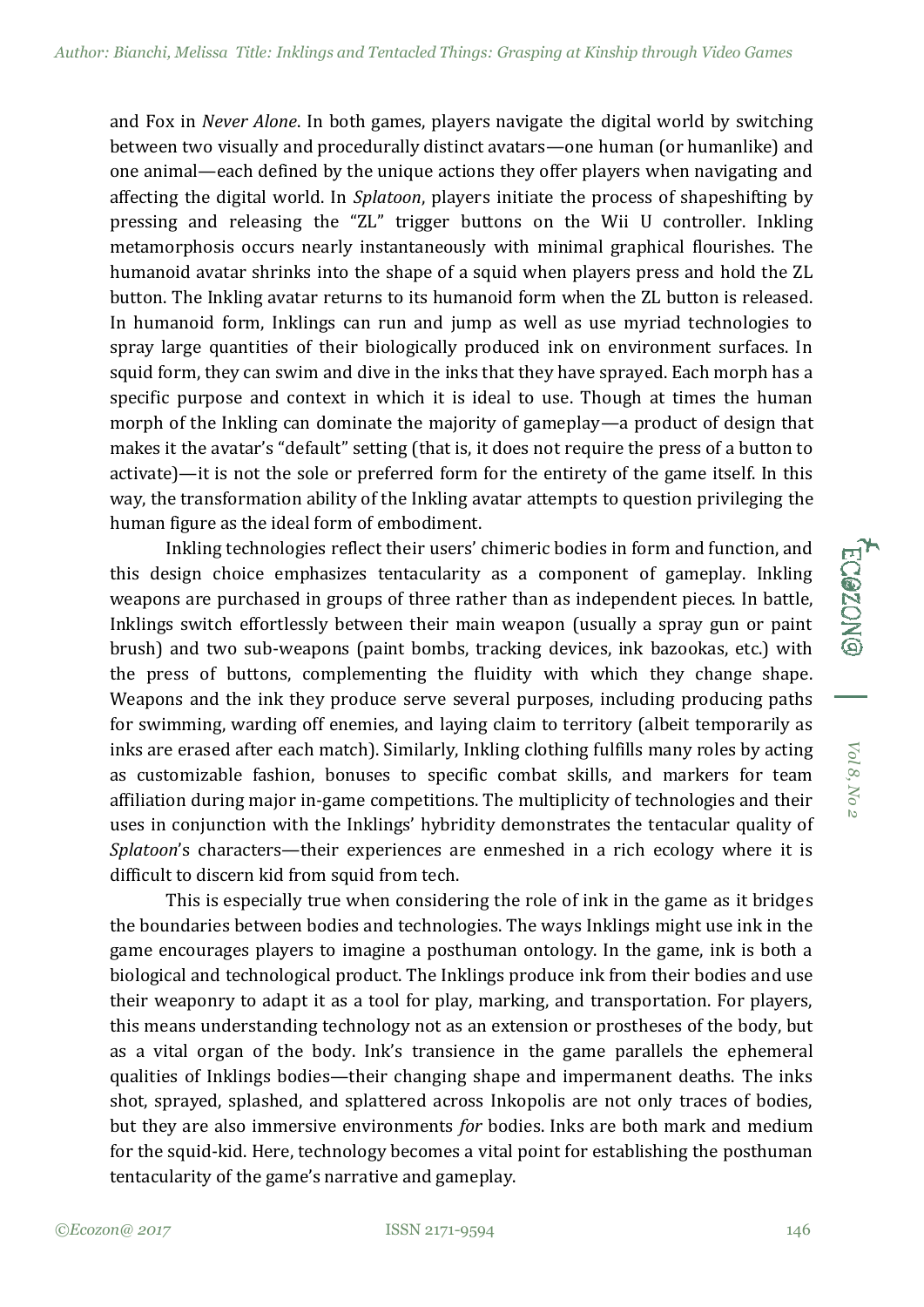and Fox in *Never Alone*. In both games, players navigate the digital world by switching between two visually and procedurally distinct avatars—one human (or humanlike) and one animal—each defined by the unique actions they offer players when navigating and affecting the digital world. In *Splatoon*, players initiate the process of shapeshifting by pressing and releasing the "ZL" trigger buttons on the Wii U controller. Inkling metamorphosis occurs nearly instantaneously with minimal graphical flourishes. The humanoid avatar shrinks into the shape of a squid when players press and hold the ZL button. The Inkling avatar returns to its humanoid form when the ZL button is released. In humanoid form, Inklings can run and jump as well as use myriad technologies to spray large quantities of their biologically produced ink on environment surfaces. In squid form, they can swim and dive in the inks that they have sprayed. Each morph has a specific purpose and context in which it is ideal to use. Though at times the human morph of the Inkling can dominate the majority of gameplay—a product of design that makes it the avatar's "default" setting (that is, it does not require the press of a button to activate)—it is not the sole or preferred form for the entirety of the game itself. In this way, the transformation ability of the Inkling avatar attempts to question privileging the human figure as the ideal form of embodiment.

Inkling technologies reflect their users' chimeric bodies in form and function, and this design choice emphasizes tentacularity as a component of gameplay. Inkling weapons are purchased in groups of three rather than as independent pieces. In battle, Inklings switch effortlessly between their main weapon (usually a spray gun or paint brush) and two sub-weapons (paint bombs, tracking devices, ink bazookas, etc.) with the press of buttons, complementing the fluidity with which they change shape. Weapons and the ink they produce serve several purposes, including producing paths for swimming, warding off enemies, and laying claim to territory (albeit temporarily as inks are erased after each match). Similarly, Inkling clothing fulfills many roles by acting as customizable fashion, bonuses to specific combat skills, and markers for team affiliation during major in-game competitions. The multiplicity of technologies and their uses in conjunction with the Inklings' hybridity demonstrates the tentacular quality of *Splatoon*'s characters—their experiences are enmeshed in a rich ecology where it is difficult to discern kid from squid from tech.

This is especially true when considering the role of ink in the game as it bridges the boundaries between bodies and technologies. The ways Inklings might use ink in the game encourages players to imagine a posthuman ontology. In the game, ink is both a biological and technological product. The Inklings produce ink from their bodies and use their weaponry to adapt it as a tool for play, marking, and transportation. For players, this means understanding technology not as an extension or prostheses of the body, but as a vital organ of the body. Ink's transience in the game parallels the ephemeral qualities of Inklings bodies—their changing shape and impermanent deaths. The inks shot, sprayed, splashed, and splattered across Inkopolis are not only traces of bodies, but they are also immersive environments *for* bodies. Inks are both mark and medium for the squid-kid. Here, technology becomes a vital point for establishing the posthuman tentacularity of the game's narrative and gameplay.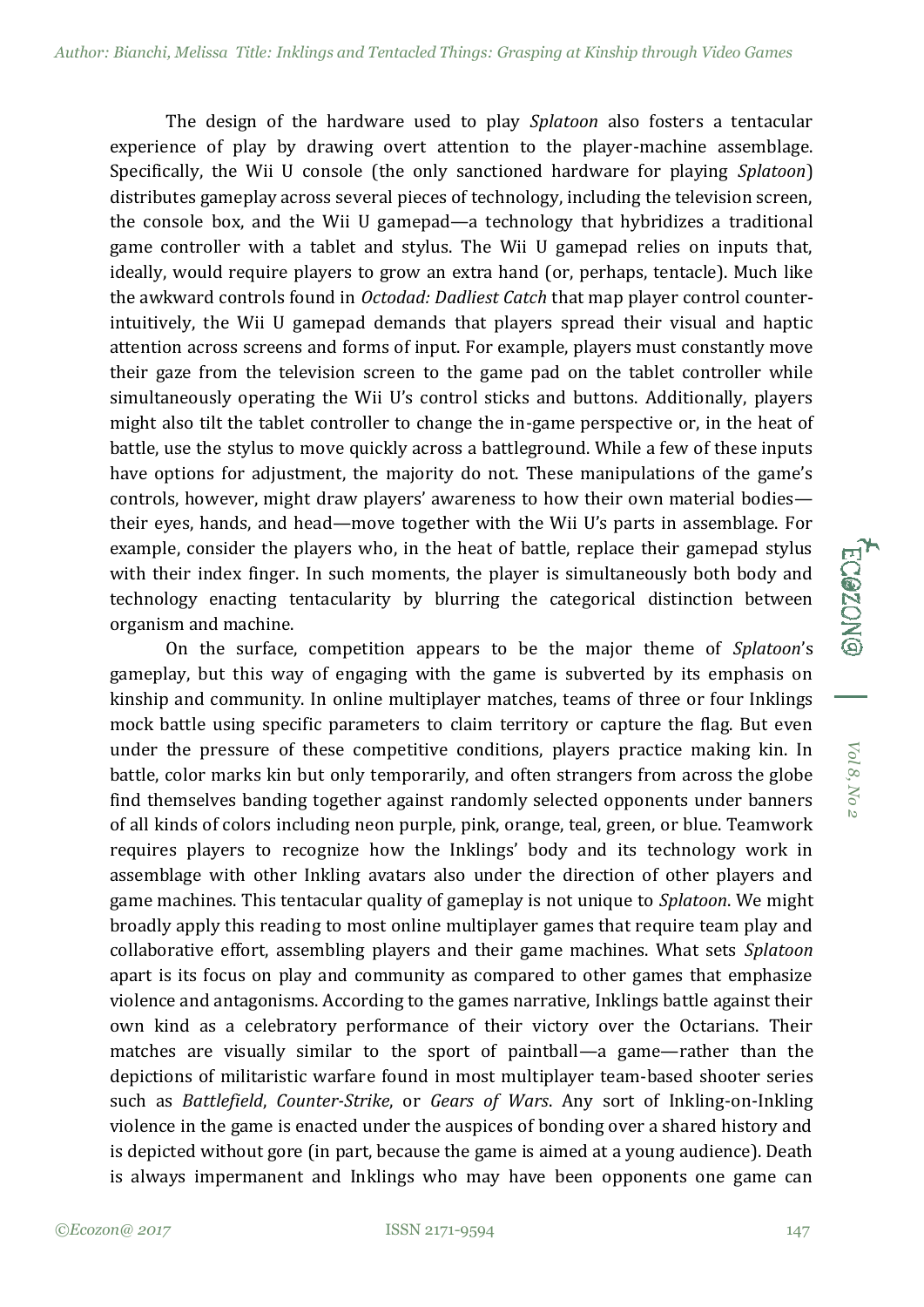The design of the hardware used to play *Splatoon* also fosters a tentacular experience of play by drawing overt attention to the player-machine assemblage. Specifically, the Wii U console (the only sanctioned hardware for playing *Splatoon*) distributes gameplay across several pieces of technology, including the television screen, the console box, and the Wii U gamepad—a technology that hybridizes a traditional game controller with a tablet and stylus. The Wii U gamepad relies on inputs that, ideally, would require players to grow an extra hand (or, perhaps, tentacle). Much like the awkward controls found in *Octodad: Dadliest Catch* that map player control counter-intuitively, the Wii U gamepad demands that players spread their visual and haptic attention across screens and forms of input. For example, players must constantly move their gaze from the television screen to the game pad on the tablet controller while simultaneously operating the Wii U's control sticks and buttons. Additionally, players might also tilt the tablet controller to change the in-game perspective or, in the heat of battle, use the stylus to move quickly across a battleground. While a few of these inputs have options for adjustment, the majority do not. These manipulations of the game's controls, however, might draw players' awareness to how their own material bodies—their eyes, hands, and head—move together with the Wii U's parts in assemblage. For example, consider the players who, in the heat of battle, replace their gamepad stylus with their index finger. In such moments, the player is simultaneously both body and technology enacting tentacularity by blurring the categorical distinction between organism and machine.

On the surface, competition appears to be the major theme of *Splatoon*'s gameplay, but this way of engaging with the game is subverted by its emphasis on kinship and community. In online multiplayer matches, teams of three or four Inklings mock battle using specific parameters to claim territory or capture the flag. But even under the pressure of these competitive conditions, players practice making kin. In battle, color marks kin but only temporarily, and often strangers from across the globe find themselves banding together against randomly selected opponents under banners of all kinds of colors including neon purple, pink, orange, teal, green, or blue. Teamwork requires players to recognize how the Inklings' body and its technology work in assemblage with other Inkling avatars also under the direction of other players and game machines. This tentacular quality of gameplay is not unique to *Splatoon*. We might broadly apply this reading to most online multiplayer games that require team play and collaborative effort, assembling players and their game machines. What sets *Splatoon* apart is its focus on play and community as compared to other games that emphasize violence and antagonisms. According to the games narrative, Inklings battle against their own kind as a celebratory performance of their victory over the Octarians. Their matches are visually similar to the sport of paintball—a game—rather than the depictions of militaristic warfare found in most multiplayer team-based shooter series such as *Battlefield*, *Counter-Strike*, or *Gears of Wars*. Any sort of Inkling-on-Inkling violence in the game is enacted under the auspices of bonding over a shared history and is depicted without gore (in part, because the game is aimed at a young audience). Death is always impermanent and Inklings who may have been opponents one game can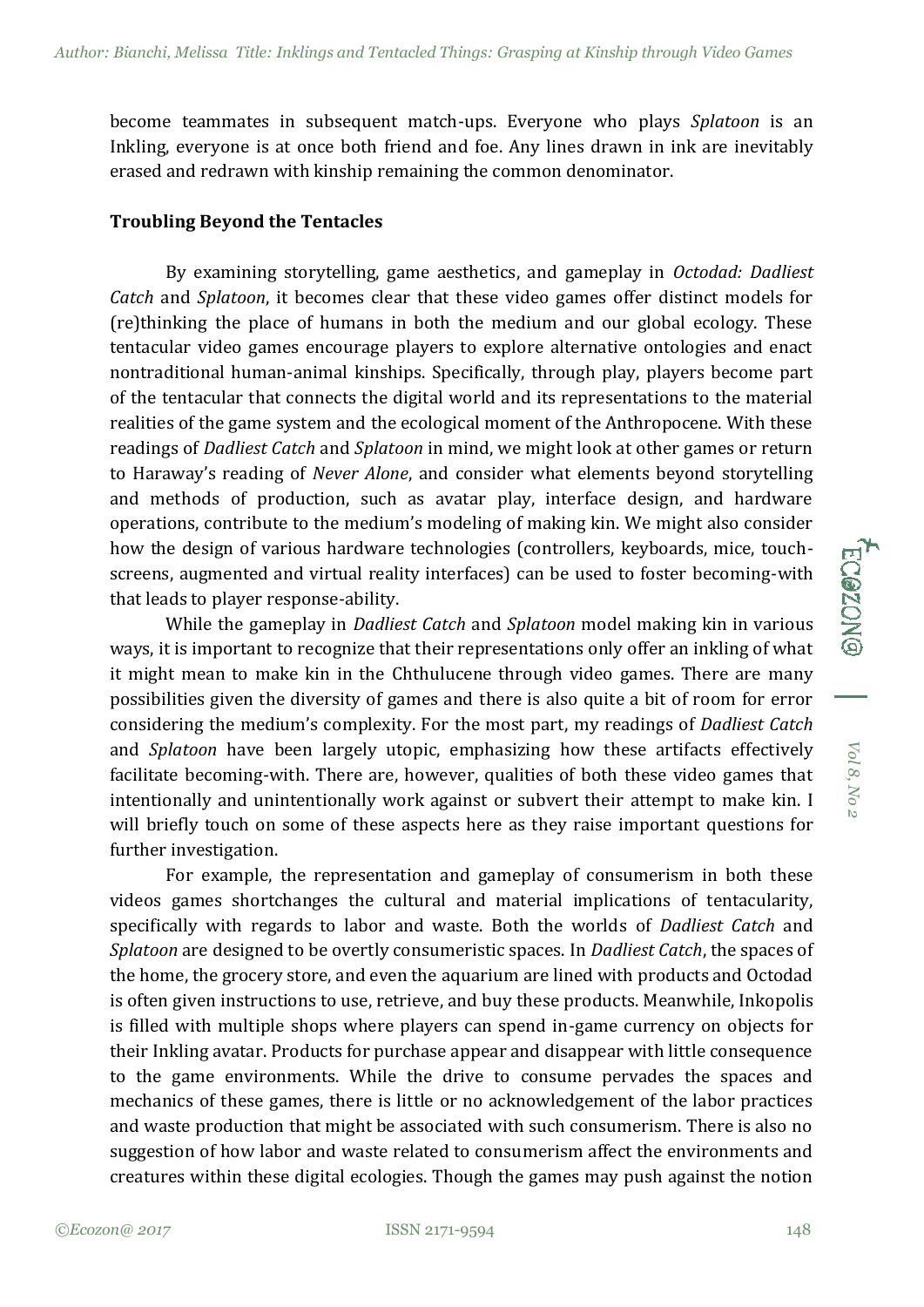become teammates in subsequent match-ups. Everyone who plays *Splatoon* is an Inkling, everyone is at once both friend and foe. Any lines drawn in ink are inevitably erased and redrawn with kinship remaining the common denominator.

**Troubling Beyond the Tentacles**

By examining storytelling, game aesthetics, and gameplay in *Octodad: Dadliest Catch* and *Splatoon*, it becomes clear that these video games offer distinct models for (re)thinking the place of humans in both the medium and our global ecology. These tentacular video games encourage players to explore alternative ontologies and enact nontraditional human-animal kinships. Specifically, through play, players become part of the tentacular that connects the digital world and its representations to the material realities of the game system and the ecological moment of the Anthropocene. With these readings of *Dadliest Catch* and *Splatoon* in mind, we might look at other games or return to Haraway's reading of *Never Alone*, and consider what elements beyond storytelling and methods of production, such as avatar play, interface design, and hardware operations, contribute to the medium's modeling of making kin. We might also consider how the design of various hardware technologies (controllers, keyboards, mice, touch-screens, augmented and virtual reality interfaces) can be used to foster becoming-with that leads to player response-ability.

While the gameplay in *Dadliest Catch* and *Splatoon* model making kin in various ways, it is important to recognize that their representations only offer an inkling of what it might mean to make kin in the Chthulucene through video games. There are many possibilities given the diversity of games and there is also quite a bit of room for error considering the medium's complexity. For the most part, my readings of *Dadliest Catch* and *Splatoon* have been largely utopic, emphasizing how these artifacts effectively facilitate becoming-with. There are, however, qualities of both these video games that intentionally and unintentionally work against or subvert their attempt to make kin. I will briefly touch on some of these aspects here as they raise important questions for further investigation.

For example, the representation and gameplay of consumerism in both these videos games shortchanges the cultural and material implications of tentacularity, specifically with regards to labor and waste. Both the worlds of *Dadliest Catch* and *Splatoon* are designed to be overtly consumeristic spaces. In *Dadliest Catch*, the spaces of the home, the grocery store, and even the aquarium are lined with products and Octodad is often given instructions to use, retrieve, and buy these products. Meanwhile, Inkopolis is filled with multiple shops where players can spend in-game currency on objects for their Inkling avatar. Products for purchase appear and disappear with little consequence to the game environments. While the drive to consume pervades the spaces and mechanics of these games, there is little or no acknowledgement of the labor practices and waste production that might be associated with such consumerism. There is also no suggestion of how labor and waste related to consumerism affect the environments and creatures within these digital ecologies. Though the games may push against the notion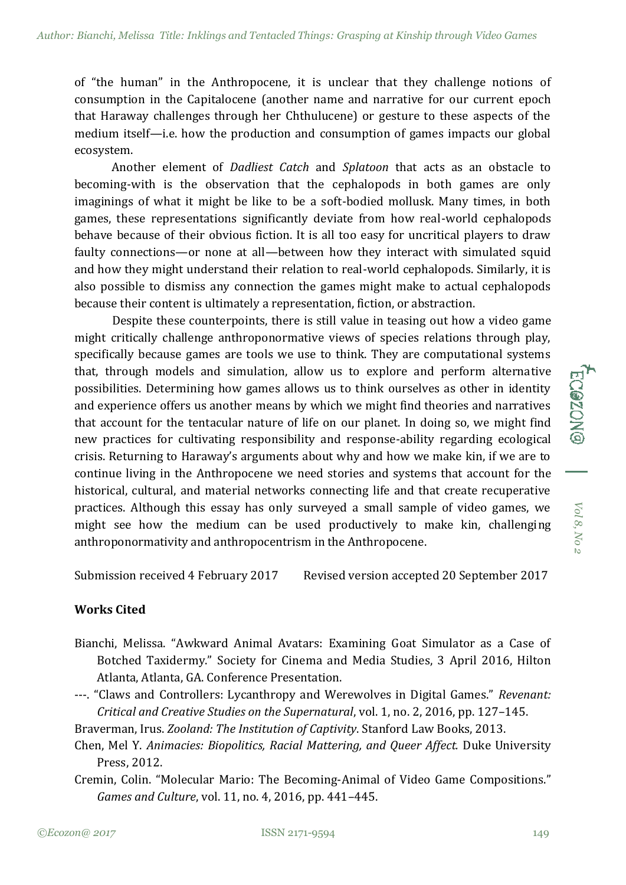of "the human" in the Anthropocene, it is unclear that they challenge notions of consumption in the Capitalocene (another name and narrative for our current epoch that Haraway challenges through her Chthulucene) or gesture to these aspects of the medium itself—i.e. how the production and consumption of games impacts our global ecosystem.

Another element of *Dadliest Catch* and *Splatoon* that acts as an obstacle to becoming-with is the observation that the cephalopods in both games are only imaginings of what it might be like to be a soft-bodied mollusk. Many times, in both games, these representations significantly deviate from how real-world cephalopods behave because of their obvious fiction. It is all too easy for uncritical players to draw faulty connections—or none at all—between how they interact with simulated squid and how they might understand their relation to real-world cephalopods. Similarly, it is also possible to dismiss any connection the games might make to actual cephalopods because their content is ultimately a representation, fiction, or abstraction.

Despite these counterpoints, there is still value in teasing out how a video game might critically challenge anthroponormative views of species relations through play, specifically because games are tools we use to think. They are computational systems that, through models and simulation, allow us to explore and perform alternative possibilities. Determining how games allows us to think ourselves as other in identity and experience offers us another means by which we might find theories and narratives that account for the tentacular nature of life on our planet. In doing so, we might find new practices for cultivating responsibility and response-ability regarding ecological crisis. Returning to Haraway's arguments about why and how we make kin, if we are to continue living in the Anthropocene we need stories and systems that account for the historical, cultural, and material networks connecting life and that create recuperative practices. Although this essay has only surveyed a small sample of video games, we might see how the medium can be used productively to make kin, challenging anthroponormativity and anthropocentrism in the Anthropocene.

Submission received 4 February 2017 Revised version accepted 20 September 2017

**Works Cited**

Bianchi, Melissa. "Awkward Animal Avatars: Examining Goat Simulator as a Case of Botched Taxidermy." Society for Cinema and Media Studies, 3 April 2016, Hilton Atlanta, Atlanta, GA. Conference Presentation.

---. "Claws and Controllers: Lycanthropy and Werewolves in Digital Games." *Revenant: Critical and Creative Studies on the Supernatural*, vol. 1, no. 2, 2016, pp. 127–145.

Braverman, Irus. *Zooland: The Institution of Captivity*. Stanford Law Books, 2013.

Chen, Mel Y. *Animacies: Biopolitics, Racial Mattering, and Queer Affect.* Duke University Press, 2012.

Cremin, Colin. "Molecular Mario: The Becoming-Animal of Video Game Compositions." *Games and Culture*, vol. 11, no. 4, 2016, pp. 441–445.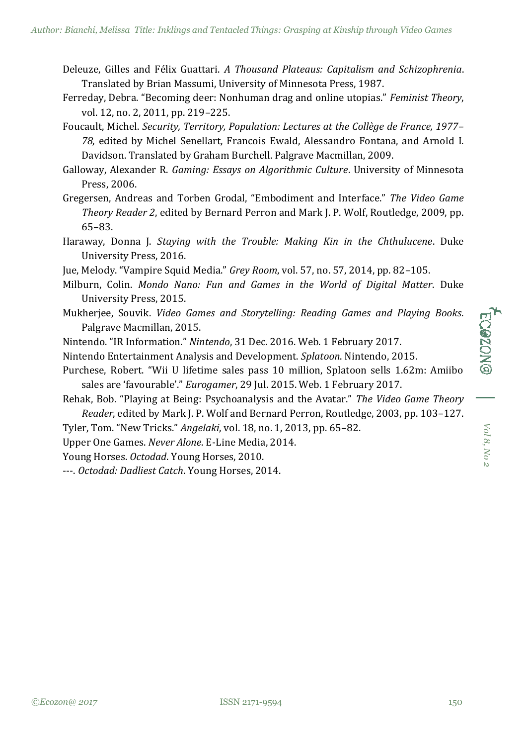Deleuze, Gilles and Félix Guattari. *A Thousand Plateaus: Capitalism and Schizophrenia*. Translated by Brian Massumi, University of Minnesota Press, 1987.

Ferreday, Debra. "Becoming deer: Nonhuman drag and online utopias." *Feminist Theory*, vol. 12, no. 2, 2011, pp. 219–225.

Foucault, Michel. *Security, Territory, Population: Lectures at the Collège de France, 1977–78*, edited by Michel Senellart, Francois Ewald, Alessandro Fontana, and Arnold I. Davidson. Translated by Graham Burchell. Palgrave Macmillan, 2009.

Galloway, Alexander R. *Gaming: Essays on Algorithmic Culture*. University of Minnesota Press, 2006.

Gregersen, Andreas and Torben Grodal, "Embodiment and Interface." *The Video Game Theory Reader 2*, edited by Bernard Perron and Mark J. P. Wolf, Routledge, 2009, pp. 65–83.

Haraway, Donna J. *Staying with the Trouble: Making Kin in the Chthulucene*. Duke University Press, 2016.

Jue, Melody. "Vampire Squid Media." *Grey Room*, vol. 57, no. 57, 2014, pp. 82–105.

Milburn, Colin. *Mondo Nano: Fun and Games in the World of Digital Matter*. Duke University Press, 2015.

Mukherjee, Souvik. *Video Games and Storytelling: Reading Games and Playing Books*. Palgrave Macmillan, 2015.

Nintendo. "IR Information." *Nintendo*, 31 Dec. 2016. Web. 1 February 2017.

Nintendo Entertainment Analysis and Development. *Splatoon*. Nintendo, 2015.

Purchese, Robert. "Wii U lifetime sales pass 10 million, Splatoon sells 1.62m: Amiibo sales are 'favourable'." *Eurogamer*, 29 Jul. 2015. Web. 1 February 2017.

Rehak, Bob. "Playing at Being: Psychoanalysis and the Avatar." *The Video Game Theory Reader*, edited by Mark J. P. Wolf and Bernard Perron, Routledge, 2003, pp. 103–127.

Tyler, Tom. "New Tricks." *Angelaki*, vol. 18, no. 1, 2013, pp. 65–82.

Upper One Games. *Never Alone*. E-Line Media, 2014.

Young Horses. *Octodad*. Young Horses, 2010.

---. *Octodad: Dadliest Catch*. Young Horses, 2014.